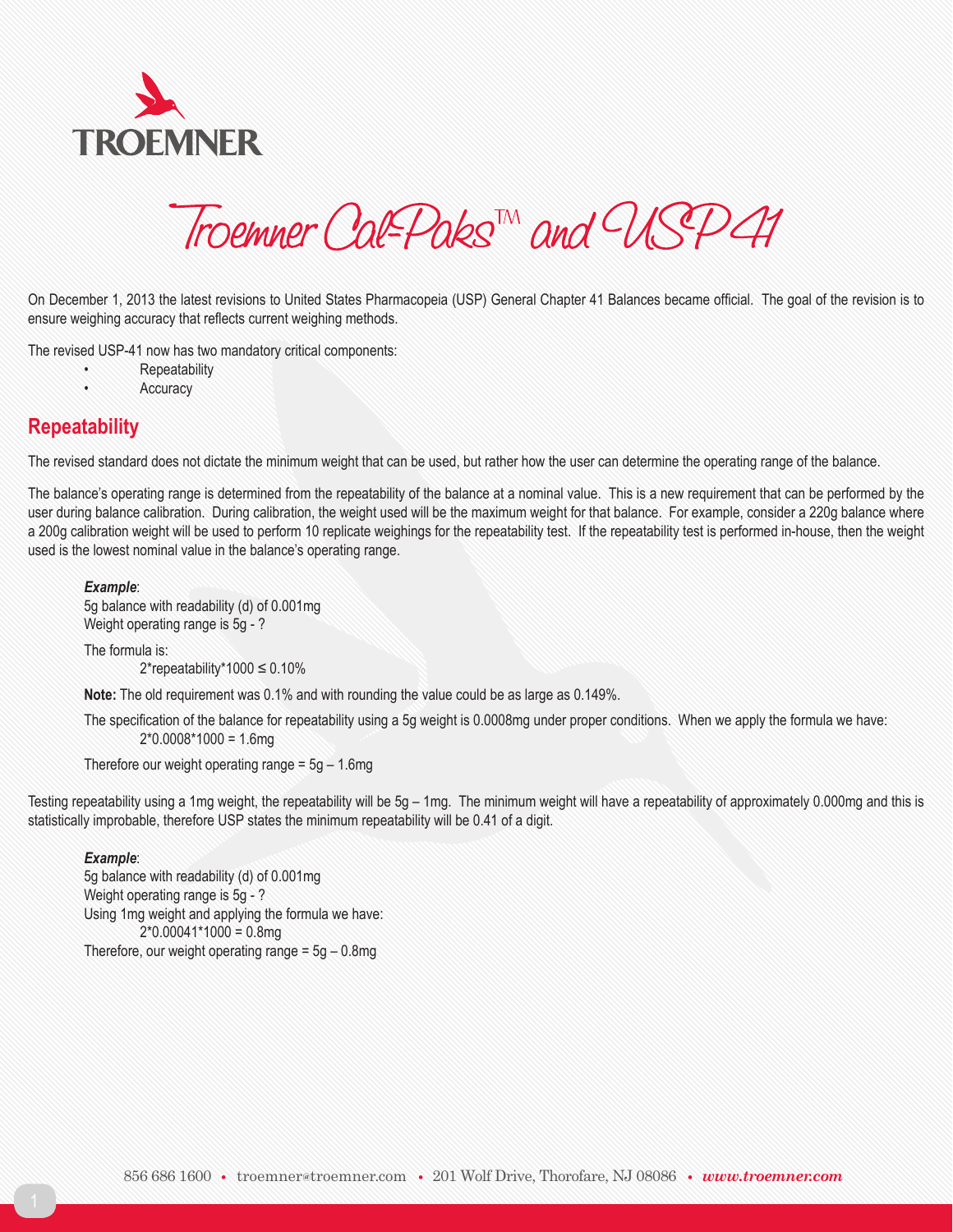# Troemner Cal-Paks™ and USP41

On December 1, 2013 the latest revisions to United States Pharmacopeia (USP) General Chapter 41 Balances became official. The goal of the revision is to ensure weighing accuracy that reflects current weighing methods.

The revised USP-41 now has two mandatory critical components:

- Repeatability
- Accuracy

## Repeatability

The revised standard does not dictate the minimum weight that can be used, but rather how the user can determine the operating range of the balance.

The balance's operating range is determined from the repeatability of the balance at a nominal value. This is a new requirement that can be performed by the user during balance calibration. During calibration, the weight used will be the maximum weight for that balance. For example, consider a 220g balance where a 200g calibration weight will be used to perform 10 replicate weighings for the repeatability test. If the repeatability test is performed in-house, then the weight used is the lowest nominal value in the balance's operating range.

> ***Example***:
> 5g balance with readability (d) of 0.001mg
> Weight operating range is 5g - ?
>
> The formula is:
>
> $2*\text{repeatability}*1000 \leq 0.10\%$
>
> **Note:** The old requirement was 0.1% and with rounding the value could be as large as 0.149%.
>
> The specification of the balance for repeatability using a 5g weight is 0.0008mg under proper conditions. When we apply the formula we have:
>
> $2*0.0008*1000 = 1.6\text{mg}$
>
> Therefore our weight operating range = 5g – 1.6mg

Testing repeatability using a 1mg weight, the repeatability will be 5g – 1mg. The minimum weight will have a repeatability of approximately 0.000mg and this is statistically improbable, therefore USP states the minimum repeatability will be 0.41 of a digit.

> ***Example***:
> 5g balance with readability (d) of 0.001mg
> Weight operating range is 5g - ?
> Using 1mg weight and applying the formula we have:
>
> $2*0.00041*1000 = 0.8\text{mg}$
>
> Therefore, our weight operating range = 5g – 0.8mg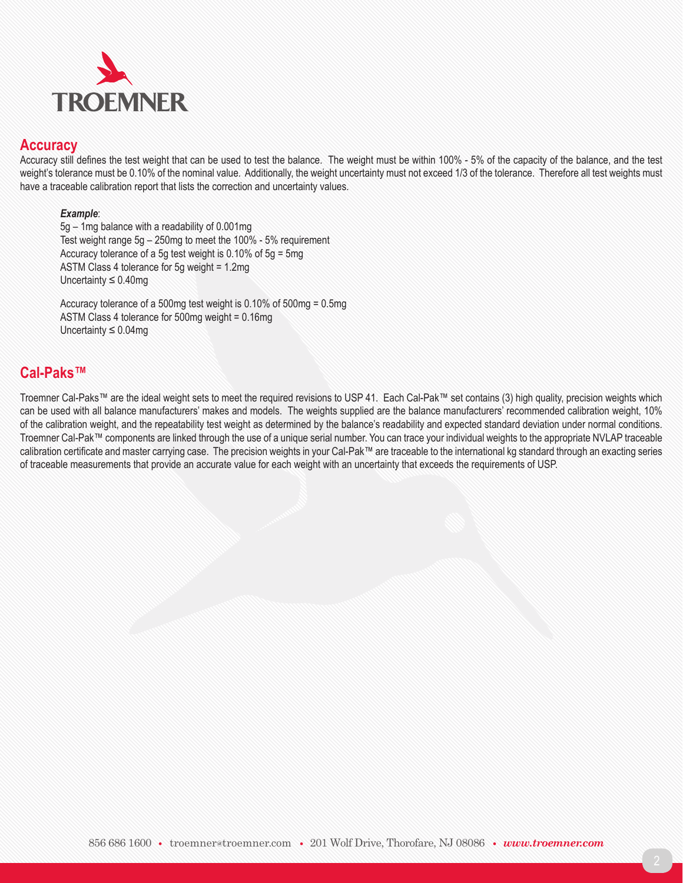## Accuracy

Accuracy still defines the test weight that can be used to test the balance. The weight must be within 100% - 5% of the capacity of the balance, and the test weight's tolerance must be 0.10% of the nominal value. Additionally, the weight uncertainty must not exceed 1/3 of the tolerance. Therefore all test weights must have a traceable calibration report that lists the correction and uncertainty values.

***Example***:
5g – 1mg balance with a readability of 0.001mg
Test weight range 5g – 250mg to meet the 100% - 5% requirement
Accuracy tolerance of a 5g test weight is 0.10% of 5g = 5mg
ASTM Class 4 tolerance for 5g weight = 1.2mg
Uncertainty ≤ 0.40mg

Accuracy tolerance of a 500mg test weight is 0.10% of 500mg = 0.5mg
ASTM Class 4 tolerance for 500mg weight = 0.16mg
Uncertainty ≤ 0.04mg

## Cal-Paks™

Troemner Cal-Paks™ are the ideal weight sets to meet the required revisions to USP 41. Each Cal-Pak™ set contains (3) high quality, precision weights which can be used with all balance manufacturers' makes and models. The weights supplied are the balance manufacturers' recommended calibration weight, 10% of the calibration weight, and the repeatability test weight as determined by the balance's readability and expected standard deviation under normal conditions. Troemner Cal-Pak™ components are linked through the use of a unique serial number. You can trace your individual weights to the appropriate NVLAP traceable calibration certificate and master carrying case. The precision weights in your Cal-Pak™ are traceable to the international kg standard through an exacting series of traceable measurements that provide an accurate value for each weight with an uncertainty that exceeds the requirements of USP.

856 686 1600 • troemner@troemner.com • 201 Wolf Drive, Thorofare, NJ 08086 • *www.troemner.com*